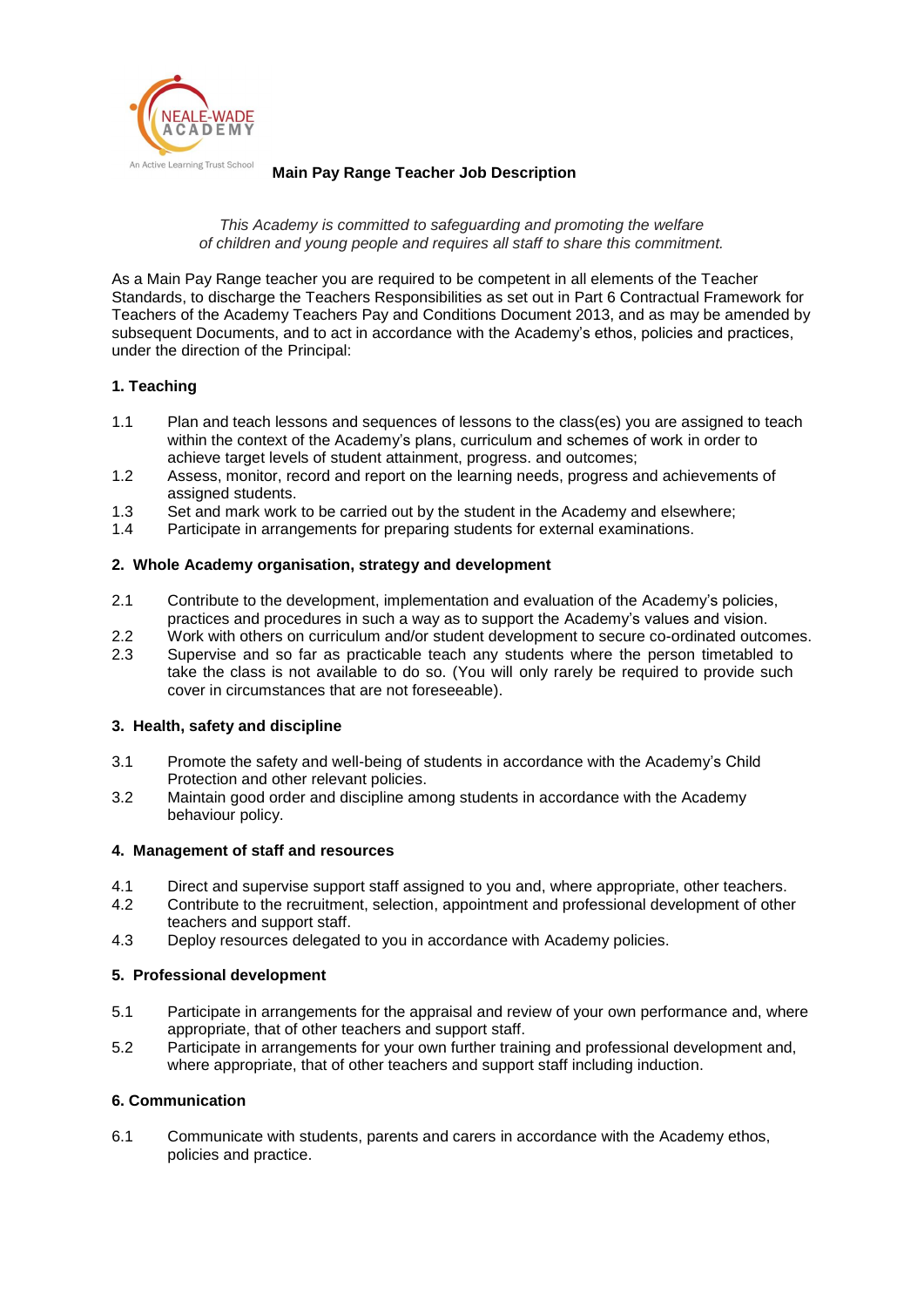NEALE-WADE ACADEMY

An Active Learning Trust School

# Main Pay Range Teacher Job Description

*This Academy is committed to safeguarding and promoting the welfare of children and young people and requires all staff to share this commitment.*

As a Main Pay Range teacher you are required to be competent in all elements of the Teacher Standards, to discharge the Teachers Responsibilities as set out in Part 6 Contractual Framework for Teachers of the Academy Teachers Pay and Conditions Document 2013, and as may be amended by subsequent Documents, and to act in accordance with the Academy's ethos, policies and practices, under the direction of the Principal:

## 1. Teaching

1.1 Plan and teach lessons and sequences of lessons to the class(es) you are assigned to teach within the context of the Academy's plans, curriculum and schemes of work in order to achieve target levels of student attainment, progress. and outcomes;

1.2 Assess, monitor, record and report on the learning needs, progress and achievements of assigned students.

1.3 Set and mark work to be carried out by the student in the Academy and elsewhere;

1.4 Participate in arrangements for preparing students for external examinations.

## 2. Whole Academy organisation, strategy and development

2.1 Contribute to the development, implementation and evaluation of the Academy's policies, practices and procedures in such a way as to support the Academy's values and vision.

2.2 Work with others on curriculum and/or student development to secure co-ordinated outcomes.

2.3 Supervise and so far as practicable teach any students where the person timetabled to take the class is not available to do so. (You will only rarely be required to provide such cover in circumstances that are not foreseeable).

## 3. Health, safety and discipline

3.1 Promote the safety and well-being of students in accordance with the Academy's Child Protection and other relevant policies.

3.2 Maintain good order and discipline among students in accordance with the Academy behaviour policy.

## 4. Management of staff and resources

4.1 Direct and supervise support staff assigned to you and, where appropriate, other teachers.

4.2 Contribute to the recruitment, selection, appointment and professional development of other teachers and support staff.

4.3 Deploy resources delegated to you in accordance with Academy policies.

## 5. Professional development

5.1 Participate in arrangements for the appraisal and review of your own performance and, where appropriate, that of other teachers and support staff.

5.2 Participate in arrangements for your own further training and professional development and, where appropriate, that of other teachers and support staff including induction.

## 6. Communication

6.1 Communicate with students, parents and carers in accordance with the Academy ethos, policies and practice.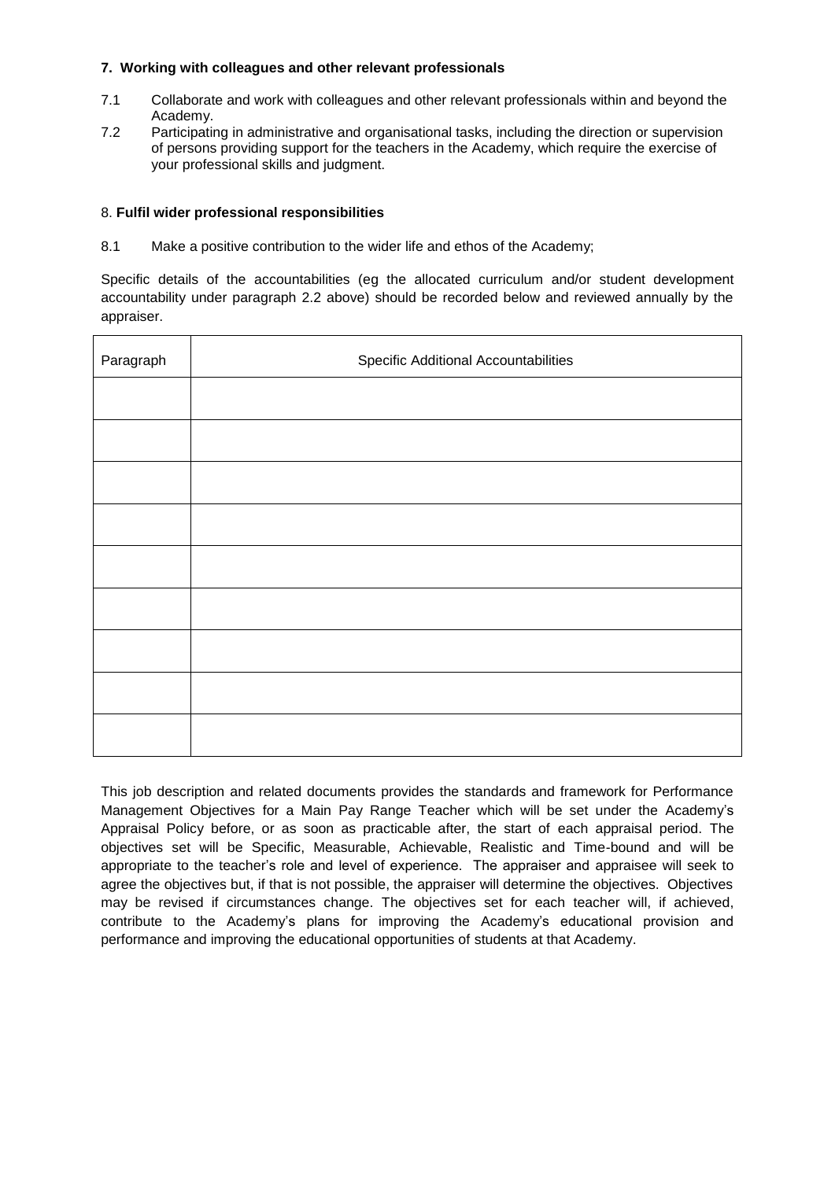**7. Working with colleagues and other relevant professionals**

7.1 Collaborate and work with colleagues and other relevant professionals within and beyond the Academy.

7.2 Participating in administrative and organisational tasks, including the direction or supervision of persons providing support for the teachers in the Academy, which require the exercise of your professional skills and judgment.

8. **Fulfil wider professional responsibilities**

8.1 Make a positive contribution to the wider life and ethos of the Academy;

Specific details of the accountabilities (eg the allocated curriculum and/or student development accountability under paragraph 2.2 above) should be recorded below and reviewed annually by the appraiser.

| Paragraph | Specific Additional Accountabilities |
| --- | --- |
| | |
| | |
| | |
| | |
| | |
| | |
| | |
| | |
| | |

This job description and related documents provides the standards and framework for Performance Management Objectives for a Main Pay Range Teacher which will be set under the Academy's Appraisal Policy before, or as soon as practicable after, the start of each appraisal period. The objectives set will be Specific, Measurable, Achievable, Realistic and Time-bound and will be appropriate to the teacher's role and level of experience. The appraiser and appraisee will seek to agree the objectives but, if that is not possible, the appraiser will determine the objectives. Objectives may be revised if circumstances change. The objectives set for each teacher will, if achieved, contribute to the Academy's plans for improving the Academy's educational provision and performance and improving the educational opportunities of students at that Academy.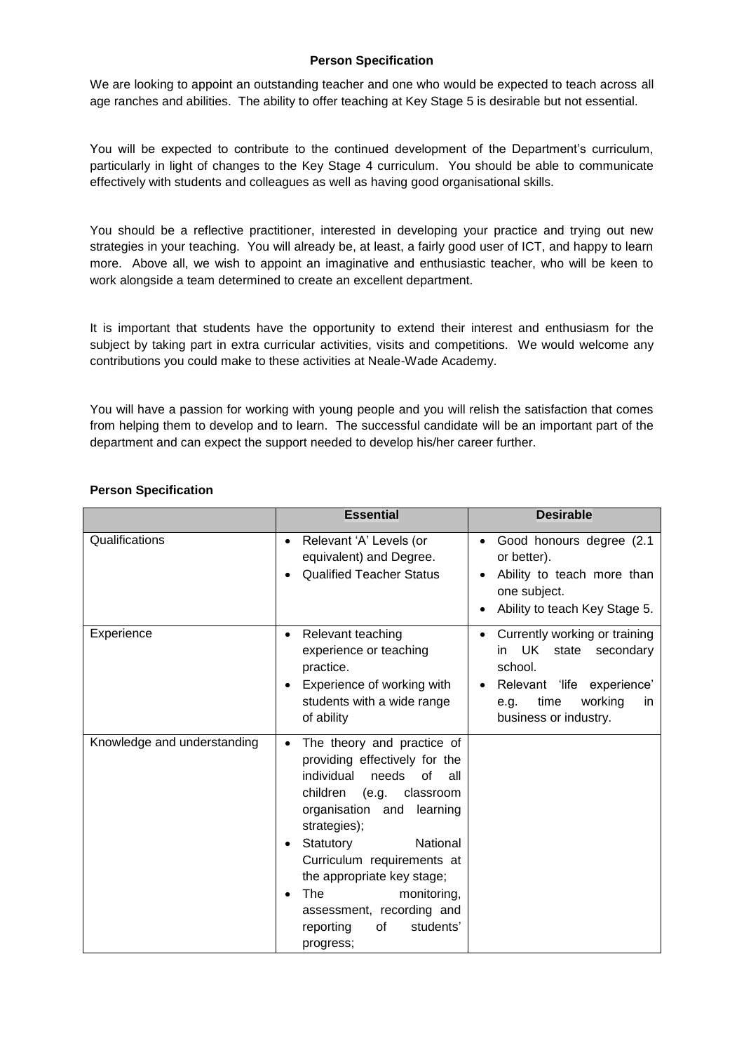### Person Specification

We are looking to appoint an outstanding teacher and one who would be expected to teach across all age ranches and abilities. The ability to offer teaching at Key Stage 5 is desirable but not essential.

You will be expected to contribute to the continued development of the Department's curriculum, particularly in light of changes to the Key Stage 4 curriculum. You should be able to communicate effectively with students and colleagues as well as having good organisational skills.

You should be a reflective practitioner, interested in developing your practice and trying out new strategies in your teaching. You will already be, at least, a fairly good user of ICT, and happy to learn more. Above all, we wish to appoint an imaginative and enthusiastic teacher, who will be keen to work alongside a team determined to create an excellent department.

It is important that students have the opportunity to extend their interest and enthusiasm for the subject by taking part in extra curricular activities, visits and competitions. We would welcome any contributions you could make to these activities at Neale-Wade Academy.

You will have a passion for working with young people and you will relish the satisfaction that comes from helping them to develop and to learn. The successful candidate will be an important part of the department and can expect the support needed to develop his/her career further.

**Person Specification**

| | **Essential** | **Desirable** |
|---|---|---|
| Qualifications | • Relevant 'A' Levels (or equivalent) and Degree.<br>• Qualified Teacher Status | • Good honours degree (2.1 or better).<br>• Ability to teach more than one subject.<br>• Ability to teach Key Stage 5. |
| Experience | • Relevant teaching experience or teaching practice.<br>• Experience of working with students with a wide range of ability | • Currently working or training in UK state secondary school.<br>• Relevant 'life experience' e.g. time working in business or industry. |
| Knowledge and understanding | • The theory and practice of providing effectively for the individual needs of all children (e.g. classroom organisation and learning strategies);<br>• Statutory National Curriculum requirements at the appropriate key stage;<br>• The monitoring, assessment, recording and reporting of students' progress; | |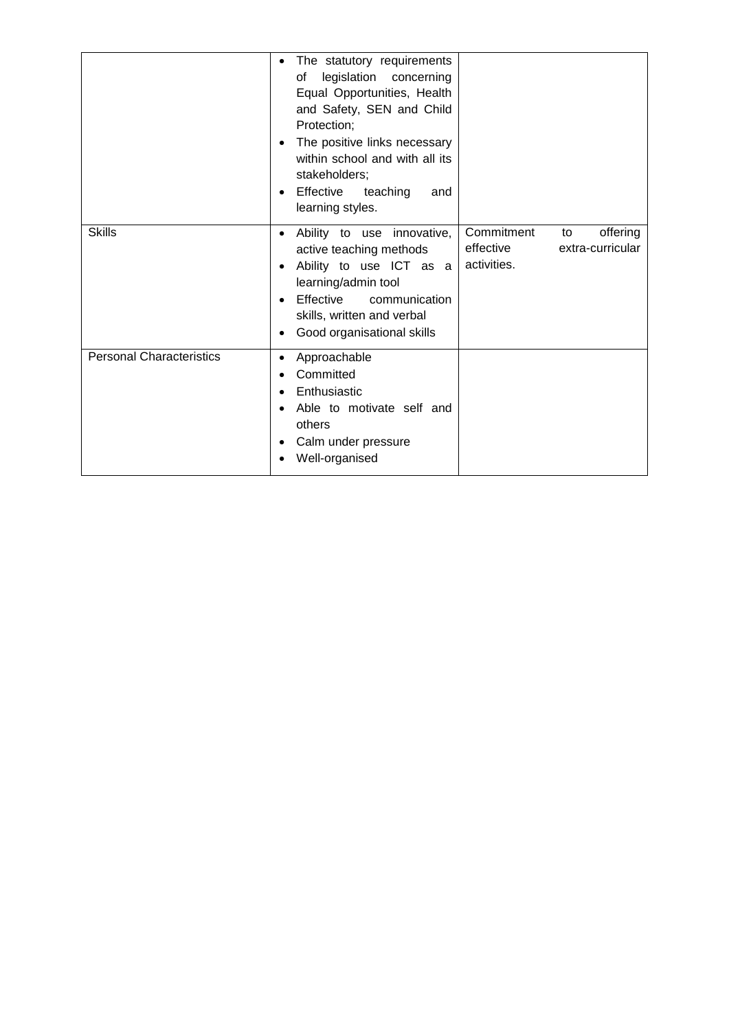| | | |
|---|---|---|
| | • The statutory requirements of legislation concerning Equal Opportunities, Health and Safety, SEN and Child Protection;<br>• The positive links necessary within school and with all its stakeholders;<br>• Effective teaching and learning styles. | |
| Skills | • Ability to use innovative, active teaching methods<br>• Ability to use ICT as a learning/admin tool<br>• Effective communication skills, written and verbal<br>• Good organisational skills | Commitment to offering effective extra-curricular activities. |
| Personal Characteristics | • Approachable<br>• Committed<br>• Enthusiastic<br>• Able to motivate self and others<br>• Calm under pressure<br>• Well-organised | |